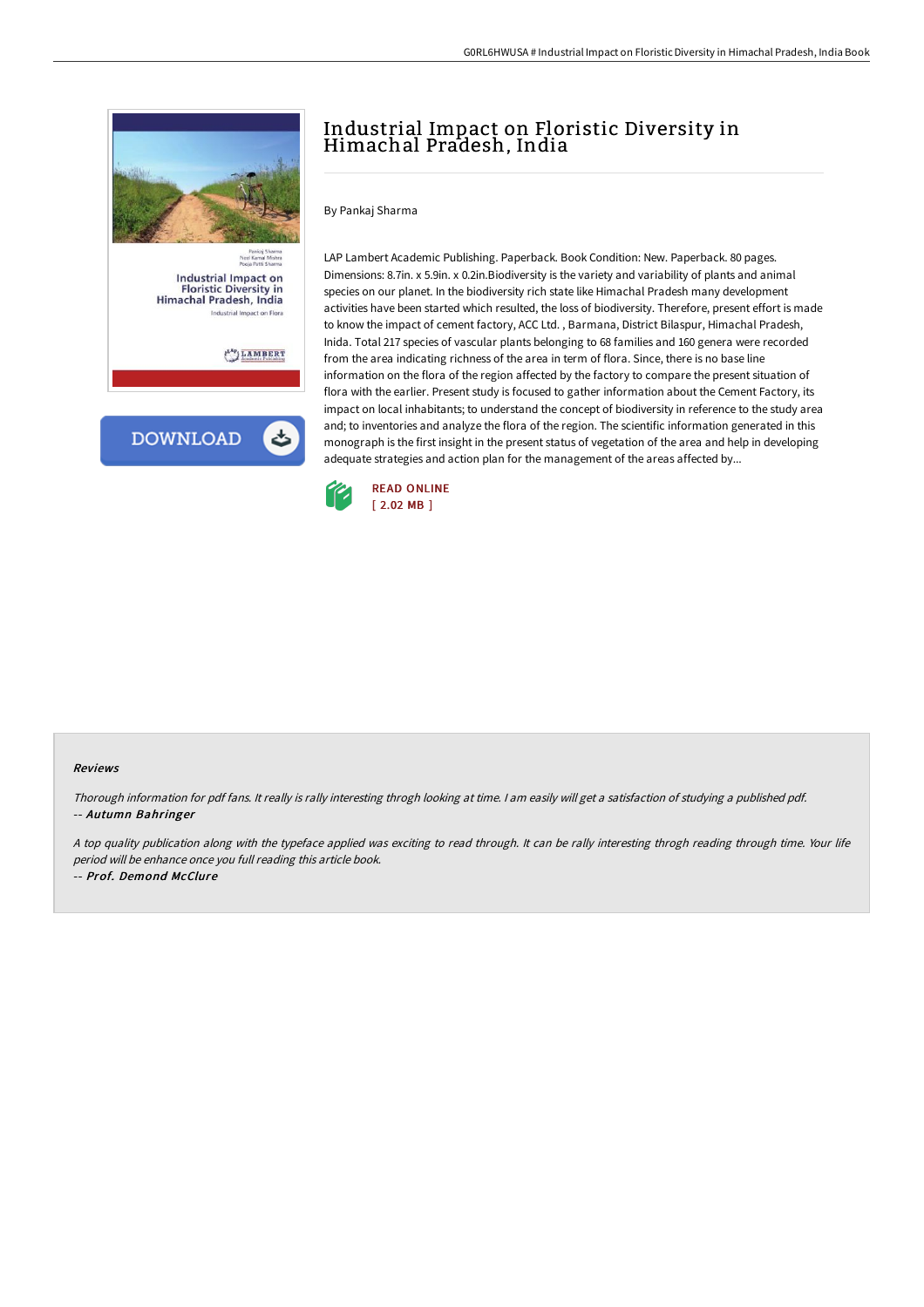# Industrial Impact on Floristic Diversity in Himachal Pradesh, India

By Pankaj Sharma

LAP Lambert Academic Publishing. Paperback. Book Condition: New. Paperback. 80 pages. Dimensions: 8.7in. x 5.9in. x 0.2in.Biodiversity is the variety and variability of plants and animal species on our planet. In the biodiversity rich state like Himachal Pradesh many development activities have been started which resulted, the loss of biodiversity. Therefore, present effort is made to know the impact of cement factory, ACC Ltd. , Barmana, District Bilaspur, Himachal Pradesh, Inida. Total 217 species of vascular plants belonging to 68 families and 160 genera were recorded from the area indicating richness of the area in term of flora. Since, there is no base line information on the flora of the region affected by the factory to compare the present situation of flora with the earlier. Present study is focused to gather information about the Cement Factory, its impact on local inhabitants; to understand the concept of biodiversity in reference to the study area and; to inventories and analyze the flora of the region. The scientific information generated in this monograph is the first insight in the present status of vegetation of the area and help in developing adequate strategies and action plan for the management of the areas affected by...

READ ONLINE
[ 2.02 MB ]

#### Reviews

*Thorough information for pdf fans. It really is rally interesting throgh looking at time. I am easily will get a satisfaction of studying a published pdf.*
-- ***Autumn Bahringer***

*A top quality publication along with the typeface applied was exciting to read through. It can be rally interesting throgh reading through time. Your life period will be enhance once you full reading this article book.*
-- ***Prof. Demond McClure***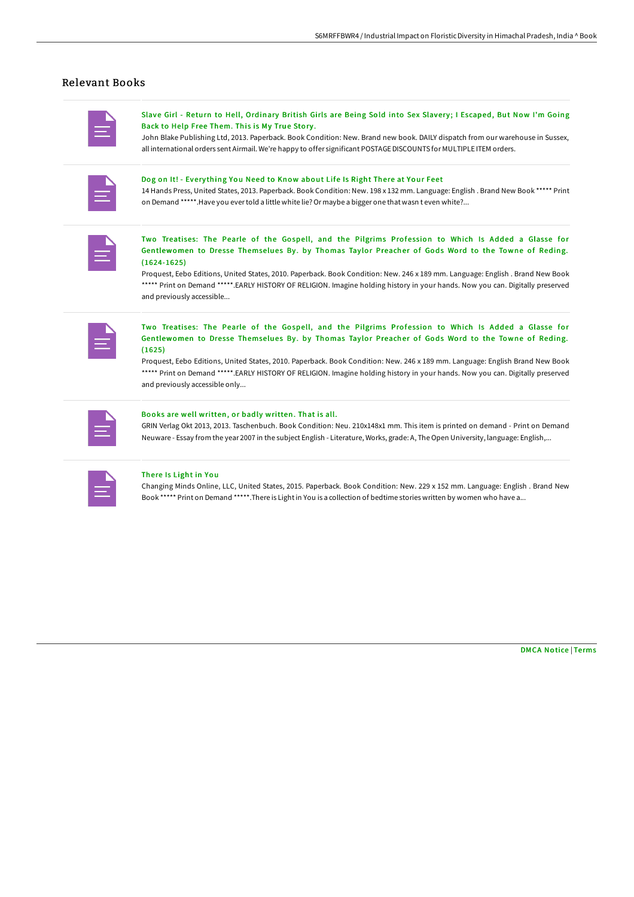## Relevant Books

**Slave Girl - Return to Hell, Ordinary British Girls are Being Sold into Sex Slavery; I Escaped, But Now I'm Going Back to Help Free Them. This is My True Story.**

John Blake Publishing Ltd, 2013. Paperback. Book Condition: New. Brand new book. DAILY dispatch from our warehouse in Sussex, all international orders sent Airmail. We're happy to offer significant POSTAGE DISCOUNTS for MULTIPLE ITEM orders.

**Dog on It! - Everything You Need to Know about Life Is Right There at Your Feet**

14 Hands Press, United States, 2013. Paperback. Book Condition: New. 198 x 132 mm. Language: English . Brand New Book ***** Print on Demand *****.Have you ever told a little white lie? Or maybe a bigger one that wasn t even white?...

**Two Treatises: The Pearle of the Gospell, and the Pilgrims Profession to Which Is Added a Glasse for Gentlewomen to Dresse Themselues By. by Thomas Taylor Preacher of Gods Word to the Towne of Reding. (1624-1625)**

Proquest, Eebo Editions, United States, 2010. Paperback. Book Condition: New. 246 x 189 mm. Language: English . Brand New Book ***** Print on Demand *****.EARLY HISTORY OF RELIGION. Imagine holding history in your hands. Now you can. Digitally preserved and previously accessible...

**Two Treatises: The Pearle of the Gospell, and the Pilgrims Profession to Which Is Added a Glasse for Gentlewomen to Dresse Themselues By. by Thomas Taylor Preacher of Gods Word to the Towne of Reding. (1625)**

Proquest, Eebo Editions, United States, 2010. Paperback. Book Condition: New. 246 x 189 mm. Language: English Brand New Book ***** Print on Demand *****.EARLY HISTORY OF RELIGION. Imagine holding history in your hands. Now you can. Digitally preserved and previously accessible only...

**Books are well written, or badly written. That is all.**

GRIN Verlag Okt 2013, 2013. Taschenbuch. Book Condition: Neu. 210x148x1 mm. This item is printed on demand - Print on Demand Neuware - Essay from the year 2007 in the subject English - Literature, Works, grade: A, The Open University, language: English,...

**There Is Light in You**

Changing Minds Online, LLC, United States, 2015. Paperback. Book Condition: New. 229 x 152 mm. Language: English . Brand New Book ***** Print on Demand *****.There is Light in You is a collection of bedtime stories written by women who have a...

DMCA Notice | Terms